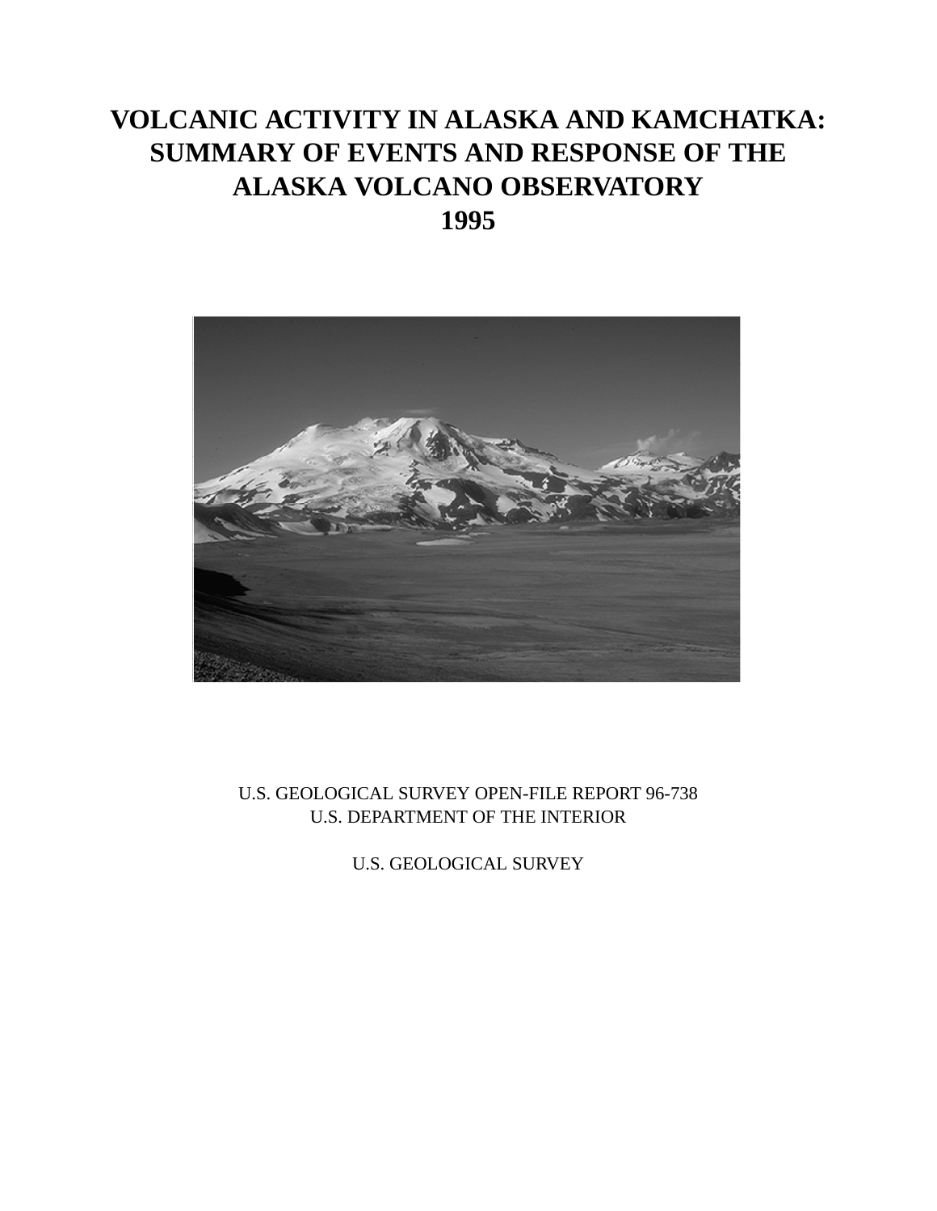# VOLCANIC ACTIVITY IN ALASKA AND KAMCHATKA: SUMMARY OF EVENTS AND RESPONSE OF THE ALASKA VOLCANO OBSERVATORY 1995

U.S. GEOLOGICAL SURVEY OPEN-FILE REPORT 96-738
U.S. DEPARTMENT OF THE INTERIOR

U.S. GEOLOGICAL SURVEY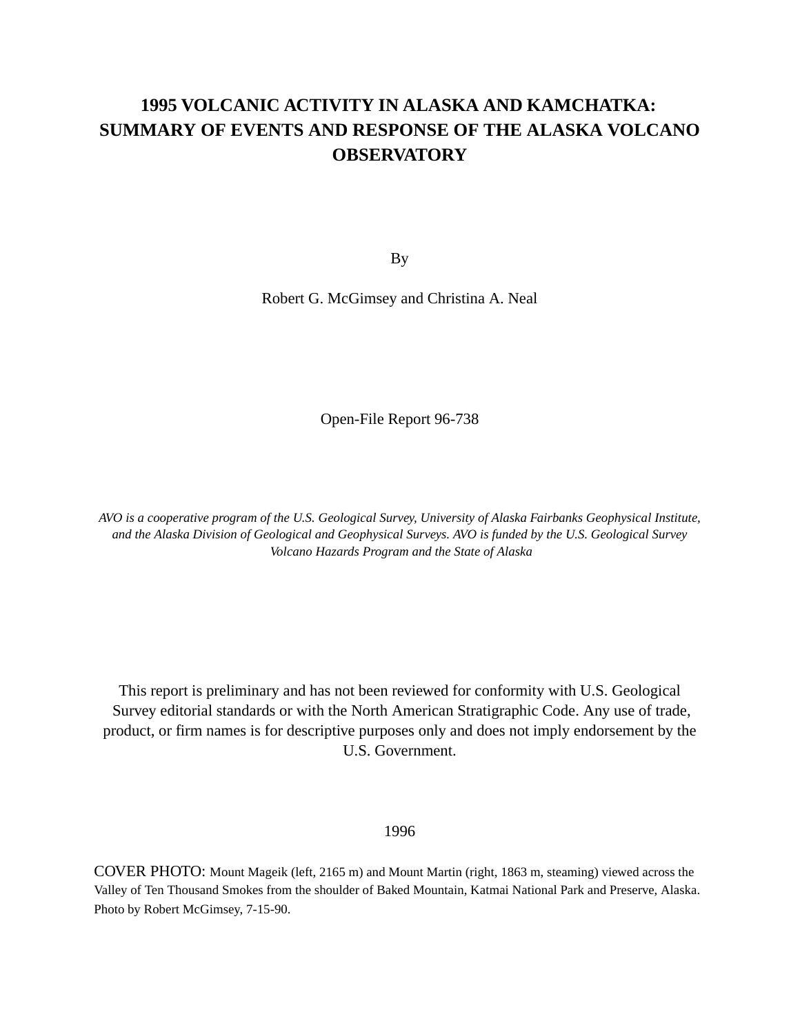# 1995 VOLCANIC ACTIVITY IN ALASKA AND KAMCHATKA: SUMMARY OF EVENTS AND RESPONSE OF THE ALASKA VOLCANO OBSERVATORY

By

Robert G. McGimsey and Christina A. Neal

Open-File Report 96-738

*AVO is a cooperative program of the U.S. Geological Survey, University of Alaska Fairbanks Geophysical Institute, and the Alaska Division of Geological and Geophysical Surveys. AVO is funded by the U.S. Geological Survey Volcano Hazards Program and the State of Alaska*

This report is preliminary and has not been reviewed for conformity with U.S. Geological Survey editorial standards or with the North American Stratigraphic Code. Any use of trade, product, or firm names is for descriptive purposes only and does not imply endorsement by the U.S. Government.

1996

COVER PHOTO: Mount Mageik (left, 2165 m) and Mount Martin (right, 1863 m, steaming) viewed across the Valley of Ten Thousand Smokes from the shoulder of Baked Mountain, Katmai National Park and Preserve, Alaska. Photo by Robert McGimsey, 7-15-90.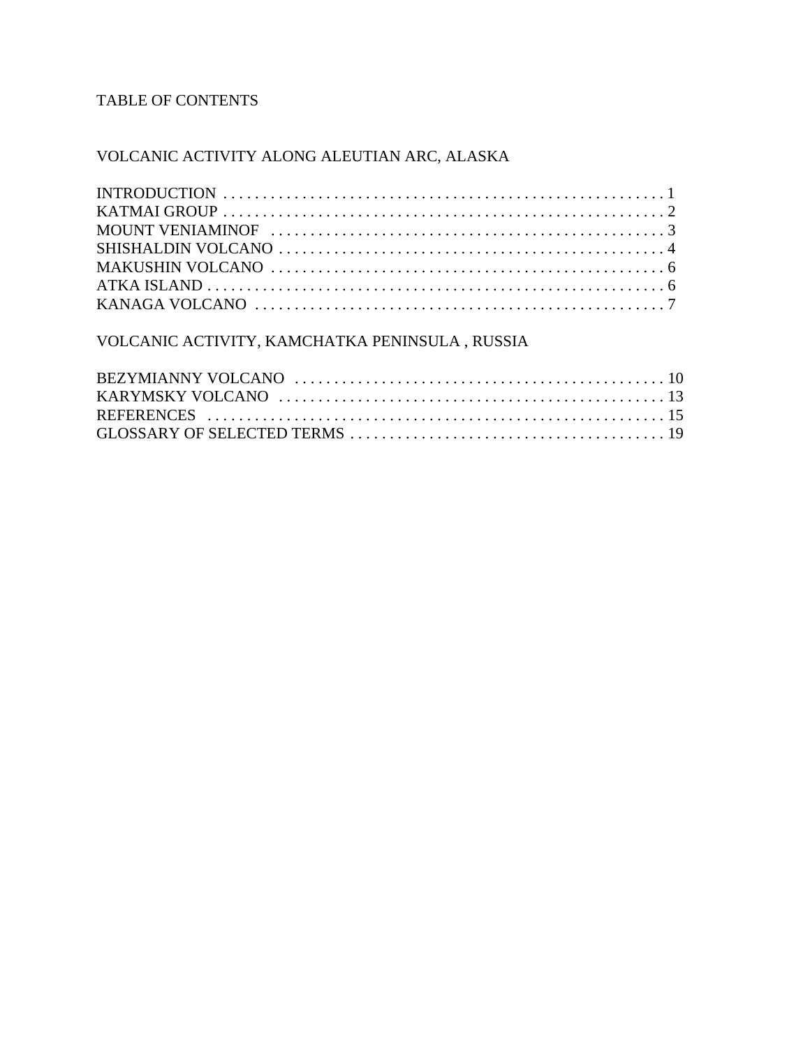# TABLE OF CONTENTS

## VOLCANIC ACTIVITY ALONG ALEUTIAN ARC, ALASKA

INTRODUCTION . . . . . . . . . . . . . . . . . . . . . . . . . . . . . . . . . . . . . . . . . . . . . . . . . . . . . . 1
KATMAI GROUP . . . . . . . . . . . . . . . . . . . . . . . . . . . . . . . . . . . . . . . . . . . . . . . . . . . . . . 2
MOUNT VENIAMINOF . . . . . . . . . . . . . . . . . . . . . . . . . . . . . . . . . . . . . . . . . . . . . . . . . 3
SHISHALDIN VOLCANO . . . . . . . . . . . . . . . . . . . . . . . . . . . . . . . . . . . . . . . . . . . . . . . . 4
MAKUSHIN VOLCANO . . . . . . . . . . . . . . . . . . . . . . . . . . . . . . . . . . . . . . . . . . . . . . . . . 6
ATKA ISLAND . . . . . . . . . . . . . . . . . . . . . . . . . . . . . . . . . . . . . . . . . . . . . . . . . . . . . . . . 6
KANAGA VOLCANO . . . . . . . . . . . . . . . . . . . . . . . . . . . . . . . . . . . . . . . . . . . . . . . . . . . 7

## VOLCANIC ACTIVITY, KAMCHATKA PENINSULA , RUSSIA

BEZYMIANNY VOLCANO . . . . . . . . . . . . . . . . . . . . . . . . . . . . . . . . . . . . . . . . . . . . . . 10
KARYMSKY VOLCANO . . . . . . . . . . . . . . . . . . . . . . . . . . . . . . . . . . . . . . . . . . . . . . . . 13
REFERENCES . . . . . . . . . . . . . . . . . . . . . . . . . . . . . . . . . . . . . . . . . . . . . . . . . . . . . . . 15
GLOSSARY OF SELECTED TERMS . . . . . . . . . . . . . . . . . . . . . . . . . . . . . . . . . . . . . . 19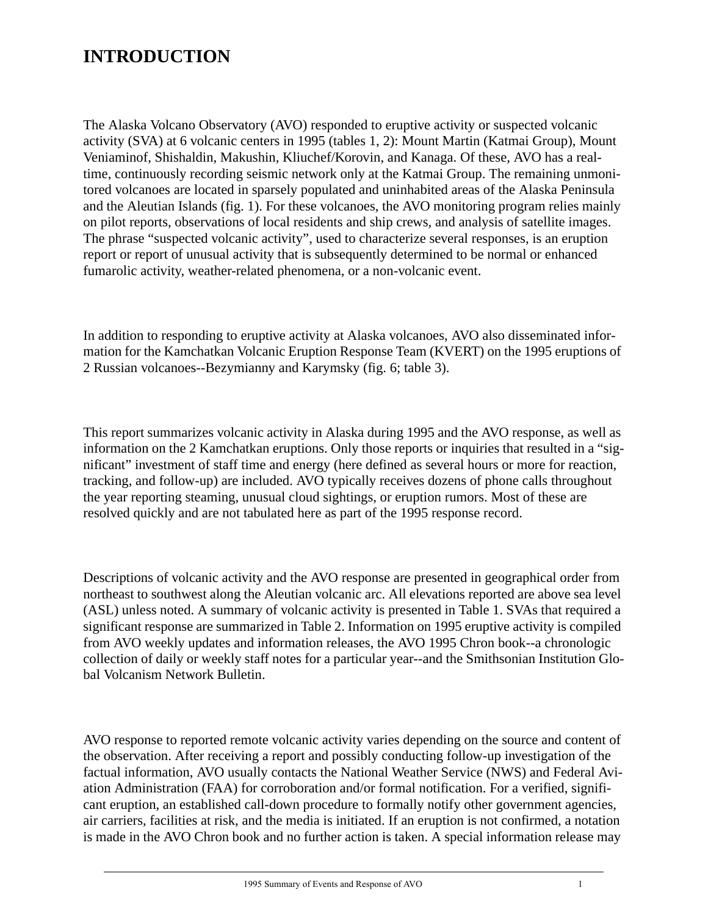# INTRODUCTION

The Alaska Volcano Observatory (AVO) responded to eruptive activity or suspected volcanic activity (SVA) at 6 volcanic centers in 1995 (tables 1, 2): Mount Martin (Katmai Group), Mount Veniaminof, Shishaldin, Makushin, Kliuchef/Korovin, and Kanaga. Of these, AVO has a real-time, continuously recording seismic network only at the Katmai Group. The remaining unmonitored volcanoes are located in sparsely populated and uninhabited areas of the Alaska Peninsula and the Aleutian Islands (fig. 1). For these volcanoes, the AVO monitoring program relies mainly on pilot reports, observations of local residents and ship crews, and analysis of satellite images. The phrase "suspected volcanic activity", used to characterize several responses, is an eruption report or report of unusual activity that is subsequently determined to be normal or enhanced fumarolic activity, weather-related phenomena, or a non-volcanic event.

In addition to responding to eruptive activity at Alaska volcanoes, AVO also disseminated information for the Kamchatkan Volcanic Eruption Response Team (KVERT) on the 1995 eruptions of 2 Russian volcanoes--Bezymianny and Karymsky (fig. 6; table 3).

This report summarizes volcanic activity in Alaska during 1995 and the AVO response, as well as information on the 2 Kamchatkan eruptions. Only those reports or inquiries that resulted in a "significant" investment of staff time and energy (here defined as several hours or more for reaction, tracking, and follow-up) are included. AVO typically receives dozens of phone calls throughout the year reporting steaming, unusual cloud sightings, or eruption rumors. Most of these are resolved quickly and are not tabulated here as part of the 1995 response record.

Descriptions of volcanic activity and the AVO response are presented in geographical order from northeast to southwest along the Aleutian volcanic arc. All elevations reported are above sea level (ASL) unless noted. A summary of volcanic activity is presented in Table 1. SVAs that required a significant response are summarized in Table 2. Information on 1995 eruptive activity is compiled from AVO weekly updates and information releases, the AVO 1995 Chron book--a chronologic collection of daily or weekly staff notes for a particular year--and the Smithsonian Institution Global Volcanism Network Bulletin.

AVO response to reported remote volcanic activity varies depending on the source and content of the observation. After receiving a report and possibly conducting follow-up investigation of the factual information, AVO usually contacts the National Weather Service (NWS) and Federal Aviation Administration (FAA) for corroboration and/or formal notification. For a verified, significant eruption, an established call-down procedure to formally notify other government agencies, air carriers, facilities at risk, and the media is initiated. If an eruption is not confirmed, a notation is made in the AVO Chron book and no further action is taken. A special information release may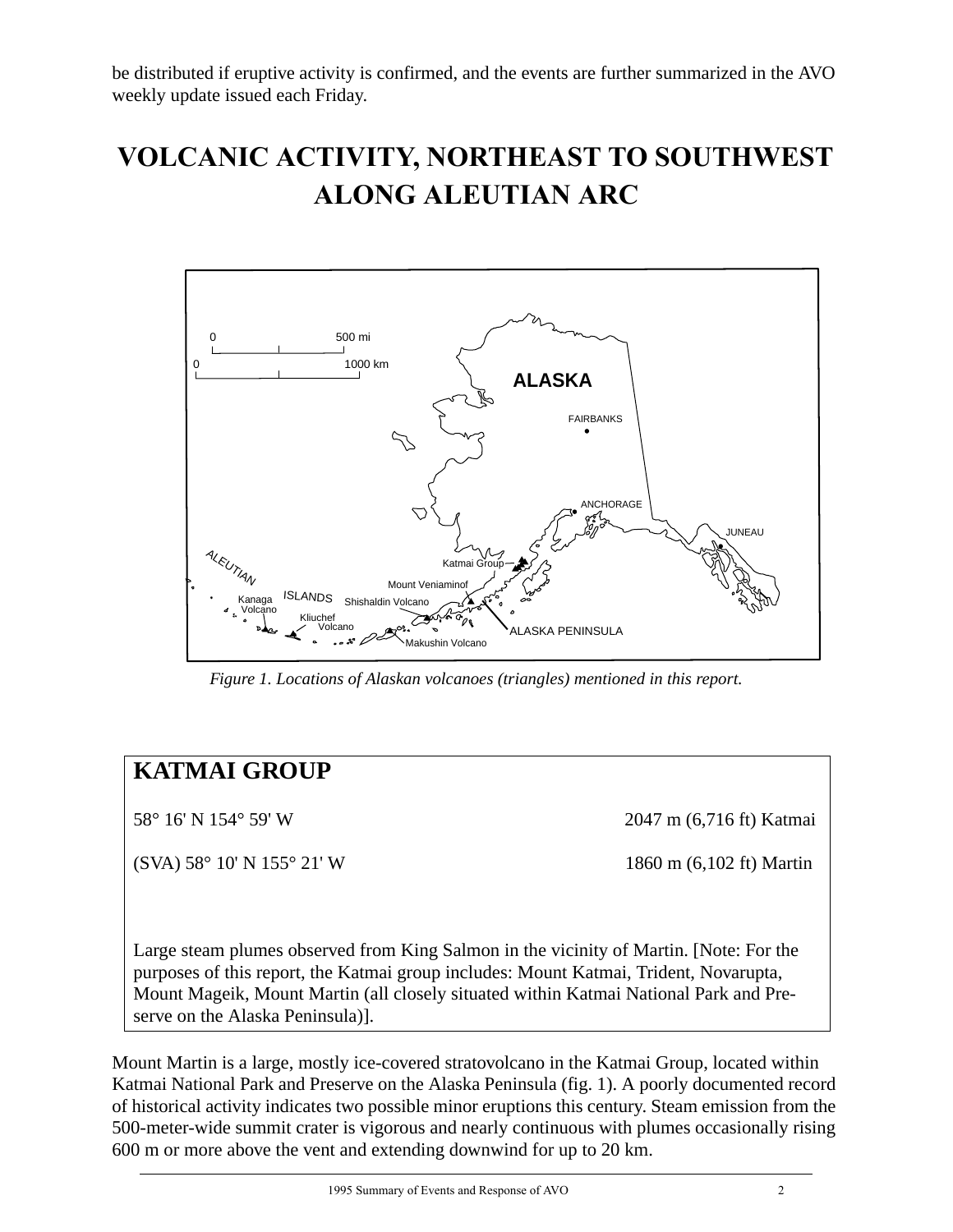be distributed if eruptive activity is confirmed, and the events are further summarized in the AVO weekly update issued each Friday.

# VOLCANIC ACTIVITY, NORTHEAST TO SOUTHWEST ALONG ALEUTIAN ARC

*Figure 1. Locations of Alaskan volcanoes (triangles) mentioned in this report.*

## KATMAI GROUP

58° 16' N 154° 59' W — 2047 m (6,716 ft) Katmai

(SVA) 58° 10' N 155° 21' W — 1860 m (6,102 ft) Martin

Large steam plumes observed from King Salmon in the vicinity of Martin. [Note: For the purposes of this report, the Katmai group includes: Mount Katmai, Trident, Novarupta, Mount Mageik, Mount Martin (all closely situated within Katmai National Park and Preserve on the Alaska Peninsula)].

Mount Martin is a large, mostly ice-covered stratovolcano in the Katmai Group, located within Katmai National Park and Preserve on the Alaska Peninsula (fig. 1). A poorly documented record of historical activity indicates two possible minor eruptions this century. Steam emission from the 500-meter-wide summit crater is vigorous and nearly continuous with plumes occasionally rising 600 m or more above the vent and extending downwind for up to 20 km.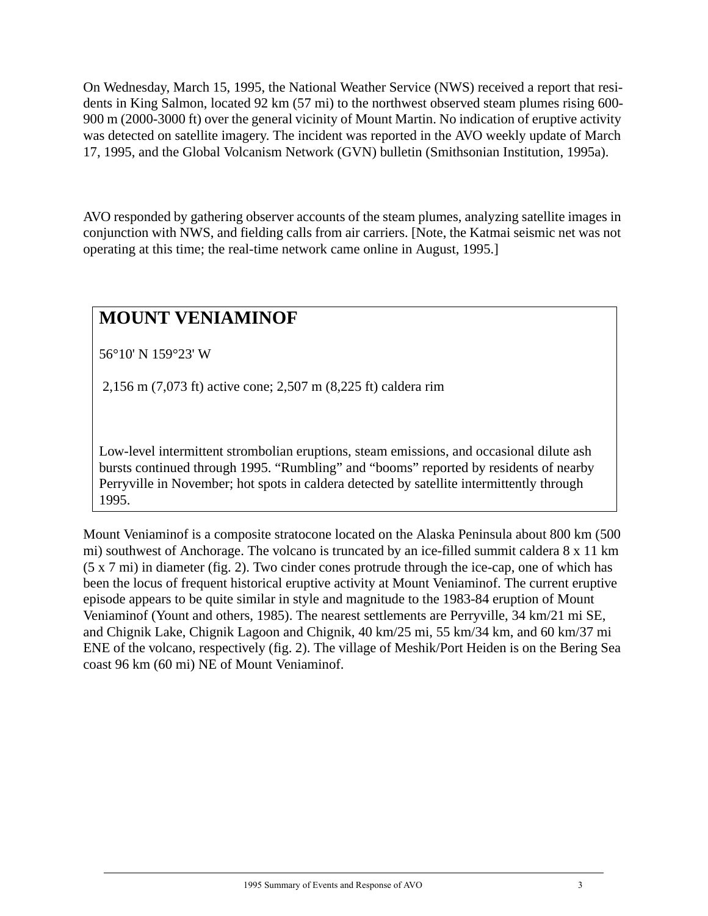On Wednesday, March 15, 1995, the National Weather Service (NWS) received a report that residents in King Salmon, located 92 km (57 mi) to the northwest observed steam plumes rising 600-900 m (2000-3000 ft) over the general vicinity of Mount Martin. No indication of eruptive activity was detected on satellite imagery. The incident was reported in the AVO weekly update of March 17, 1995, and the Global Volcanism Network (GVN) bulletin (Smithsonian Institution, 1995a).

AVO responded by gathering observer accounts of the steam plumes, analyzing satellite images in conjunction with NWS, and fielding calls from air carriers. [Note, the Katmai seismic net was not operating at this time; the real-time network came online in August, 1995.]

## MOUNT VENIAMINOF

56°10' N 159°23' W

2,156 m (7,073 ft) active cone; 2,507 m (8,225 ft) caldera rim

Low-level intermittent strombolian eruptions, steam emissions, and occasional dilute ash bursts continued through 1995. “Rumbling” and “booms” reported by residents of nearby Perryville in November; hot spots in caldera detected by satellite intermittently through 1995.

Mount Veniaminof is a composite stratocone located on the Alaska Peninsula about 800 km (500 mi) southwest of Anchorage. The volcano is truncated by an ice-filled summit caldera 8 x 11 km (5 x 7 mi) in diameter (fig. 2). Two cinder cones protrude through the ice-cap, one of which has been the locus of frequent historical eruptive activity at Mount Veniaminof. The current eruptive episode appears to be quite similar in style and magnitude to the 1983-84 eruption of Mount Veniaminof (Yount and others, 1985). The nearest settlements are Perryville, 34 km/21 mi SE, and Chignik Lake, Chignik Lagoon and Chignik, 40 km/25 mi, 55 km/34 km, and 60 km/37 mi ENE of the volcano, respectively (fig. 2). The village of Meshik/Port Heiden is on the Bering Sea coast 96 km (60 mi) NE of Mount Veniaminof.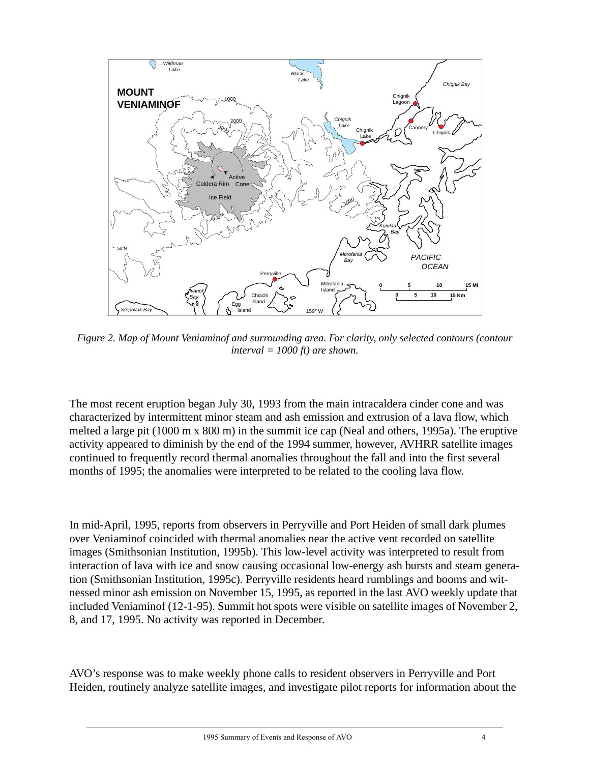*Figure 2. Map of Mount Veniaminof and surrounding area. For clarity, only selected contours (contour interval = 1000 ft) are shown.*

The most recent eruption began July 30, 1993 from the main intracaldera cinder cone and was characterized by intermittent minor steam and ash emission and extrusion of a lava flow, which melted a large pit (1000 m x 800 m) in the summit ice cap (Neal and others, 1995a). The eruptive activity appeared to diminish by the end of the 1994 summer, however, AVHRR satellite images continued to frequently record thermal anomalies throughout the fall and into the first several months of 1995; the anomalies were interpreted to be related to the cooling lava flow.

In mid-April, 1995, reports from observers in Perryville and Port Heiden of small dark plumes over Veniaminof coincided with thermal anomalies near the active vent recorded on satellite images (Smithsonian Institution, 1995b). This low-level activity was interpreted to result from interaction of lava with ice and snow causing occasional low-energy ash bursts and steam generation (Smithsonian Institution, 1995c). Perryville residents heard rumblings and booms and witnessed minor ash emission on November 15, 1995, as reported in the last AVO weekly update that included Veniaminof (12-1-95). Summit hot spots were visible on satellite images of November 2, 8, and 17, 1995. No activity was reported in December.

AVO's response was to make weekly phone calls to resident observers in Perryville and Port Heiden, routinely analyze satellite images, and investigate pilot reports for information about the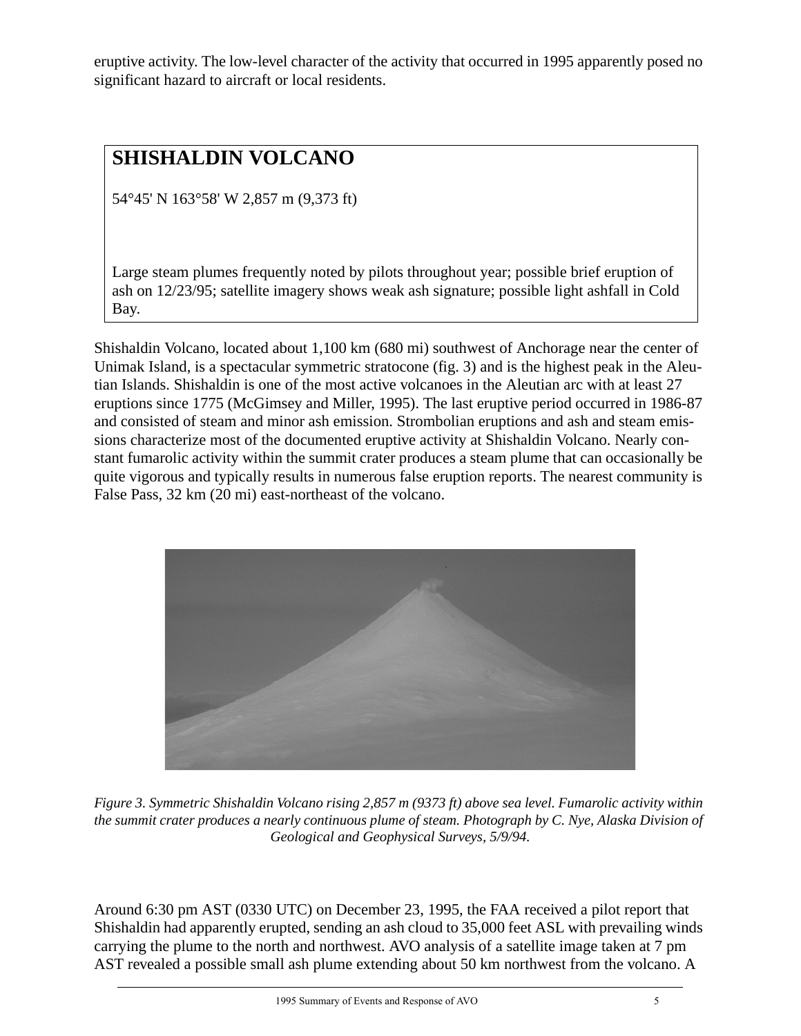eruptive activity. The low-level character of the activity that occurred in 1995 apparently posed no significant hazard to aircraft or local residents.

## SHISHALDIN VOLCANO

54°45' N 163°58' W 2,857 m (9,373 ft)

Large steam plumes frequently noted by pilots throughout year; possible brief eruption of ash on 12/23/95; satellite imagery shows weak ash signature; possible light ashfall in Cold Bay.

Shishaldin Volcano, located about 1,100 km (680 mi) southwest of Anchorage near the center of Unimak Island, is a spectacular symmetric stratocone (fig. 3) and is the highest peak in the Aleutian Islands. Shishaldin is one of the most active volcanoes in the Aleutian arc with at least 27 eruptions since 1775 (McGimsey and Miller, 1995). The last eruptive period occurred in 1986-87 and consisted of steam and minor ash emission. Strombolian eruptions and ash and steam emissions characterize most of the documented eruptive activity at Shishaldin Volcano. Nearly constant fumarolic activity within the summit crater produces a steam plume that can occasionally be quite vigorous and typically results in numerous false eruption reports. The nearest community is False Pass, 32 km (20 mi) east-northeast of the volcano.

*Figure 3. Symmetric Shishaldin Volcano rising 2,857 m (9373 ft) above sea level. Fumarolic activity within the summit crater produces a nearly continuous plume of steam. Photograph by C. Nye, Alaska Division of Geological and Geophysical Surveys, 5/9/94.*

Around 6:30 pm AST (0330 UTC) on December 23, 1995, the FAA received a pilot report that Shishaldin had apparently erupted, sending an ash cloud to 35,000 feet ASL with prevailing winds carrying the plume to the north and northwest. AVO analysis of a satellite image taken at 7 pm AST revealed a possible small ash plume extending about 50 km northwest from the volcano. A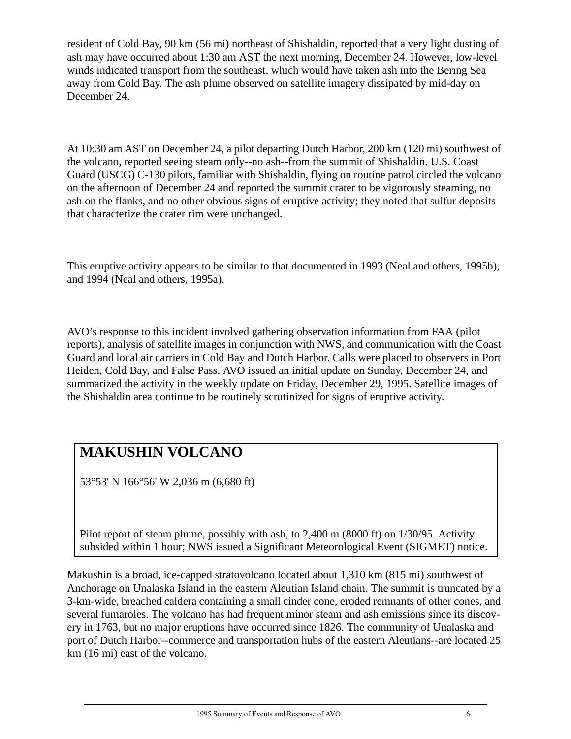resident of Cold Bay, 90 km (56 mi) northeast of Shishaldin, reported that a very light dusting of ash may have occurred about 1:30 am AST the next morning, December 24. However, low-level winds indicated transport from the southeast, which would have taken ash into the Bering Sea away from Cold Bay. The ash plume observed on satellite imagery dissipated by mid-day on December 24.

At 10:30 am AST on December 24, a pilot departing Dutch Harbor, 200 km (120 mi) southwest of the volcano, reported seeing steam only--no ash--from the summit of Shishaldin. U.S. Coast Guard (USCG) C-130 pilots, familiar with Shishaldin, flying on routine patrol circled the volcano on the afternoon of December 24 and reported the summit crater to be vigorously steaming, no ash on the flanks, and no other obvious signs of eruptive activity; they noted that sulfur deposits that characterize the crater rim were unchanged.

This eruptive activity appears to be similar to that documented in 1993 (Neal and others, 1995b), and 1994 (Neal and others, 1995a).

AVO's response to this incident involved gathering observation information from FAA (pilot reports), analysis of satellite images in conjunction with NWS, and communication with the Coast Guard and local air carriers in Cold Bay and Dutch Harbor. Calls were placed to observers in Port Heiden, Cold Bay, and False Pass. AVO issued an initial update on Sunday, December 24, and summarized the activity in the weekly update on Friday, December 29, 1995. Satellite images of the Shishaldin area continue to be routinely scrutinized for signs of eruptive activity.

## MAKUSHIN VOLCANO

53°53' N 166°56' W 2,036 m (6,680 ft)

Pilot report of steam plume, possibly with ash, to 2,400 m (8000 ft) on 1/30/95. Activity subsided within 1 hour; NWS issued a Significant Meteorological Event (SIGMET) notice.

Makushin is a broad, ice-capped stratovolcano located about 1,310 km (815 mi) southwest of Anchorage on Unalaska Island in the eastern Aleutian Island chain. The summit is truncated by a 3-km-wide, breached caldera containing a small cinder cone, eroded remnants of other cones, and several fumaroles. The volcano has had frequent minor steam and ash emissions since its discovery in 1763, but no major eruptions have occurred since 1826. The community of Unalaska and port of Dutch Harbor--commerce and transportation hubs of the eastern Aleutians--are located 25 km (16 mi) east of the volcano.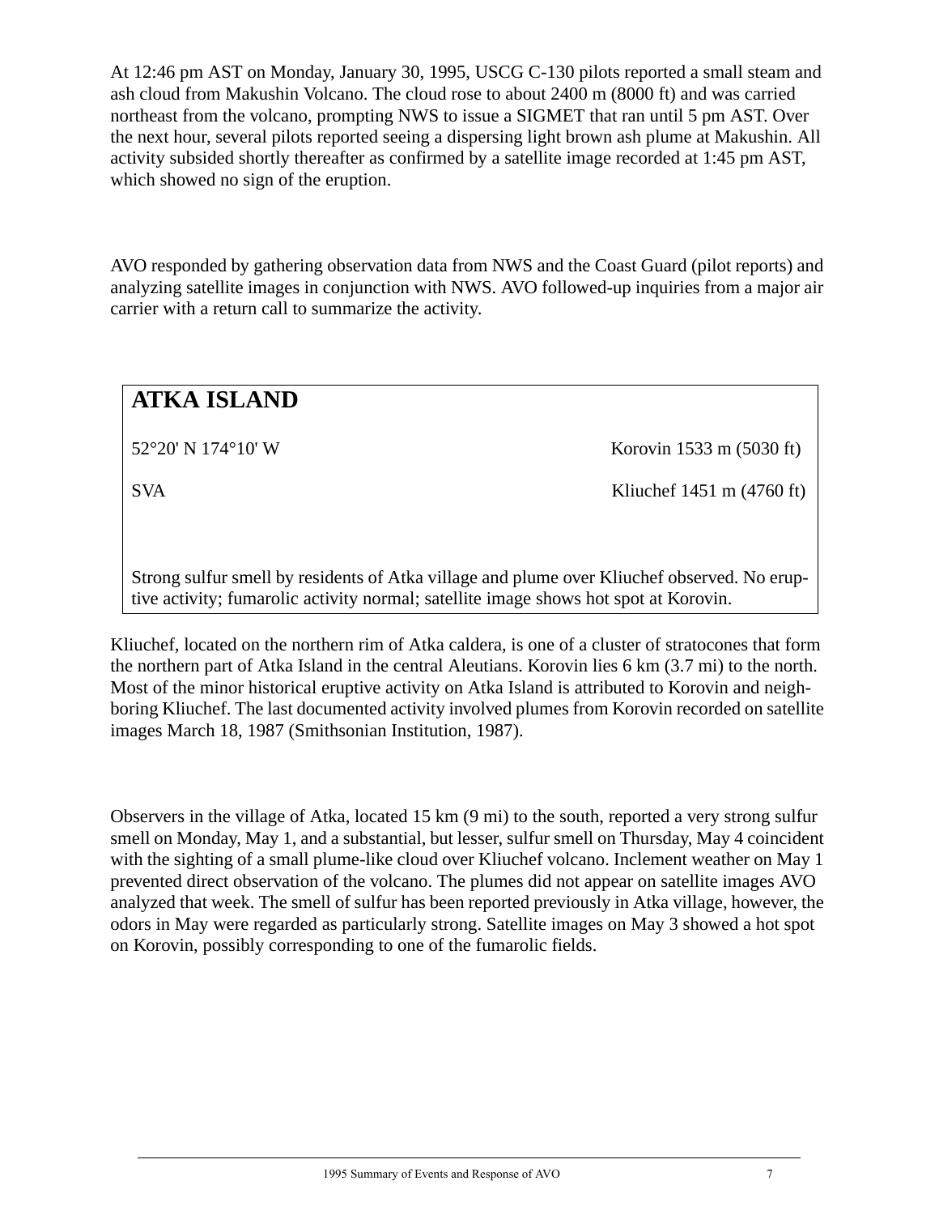At 12:46 pm AST on Monday, January 30, 1995, USCG C-130 pilots reported a small steam and ash cloud from Makushin Volcano. The cloud rose to about 2400 m (8000 ft) and was carried northeast from the volcano, prompting NWS to issue a SIGMET that ran until 5 pm AST. Over the next hour, several pilots reported seeing a dispersing light brown ash plume at Makushin. All activity subsided shortly thereafter as confirmed by a satellite image recorded at 1:45 pm AST, which showed no sign of the eruption.

AVO responded by gathering observation data from NWS and the Coast Guard (pilot reports) and analyzing satellite images in conjunction with NWS. AVO followed-up inquiries from a major air carrier with a return call to summarize the activity.

## ATKA ISLAND

52°20' N 174°10' W — Korovin 1533 m (5030 ft)

SVA — Kliuchef 1451 m (4760 ft)

Strong sulfur smell by residents of Atka village and plume over Kliuchef observed. No eruptive activity; fumarolic activity normal; satellite image shows hot spot at Korovin.

Kliuchef, located on the northern rim of Atka caldera, is one of a cluster of stratocones that form the northern part of Atka Island in the central Aleutians. Korovin lies 6 km (3.7 mi) to the north. Most of the minor historical eruptive activity on Atka Island is attributed to Korovin and neighboring Kliuchef. The last documented activity involved plumes from Korovin recorded on satellite images March 18, 1987 (Smithsonian Institution, 1987).

Observers in the village of Atka, located 15 km (9 mi) to the south, reported a very strong sulfur smell on Monday, May 1, and a substantial, but lesser, sulfur smell on Thursday, May 4 coincident with the sighting of a small plume-like cloud over Kliuchef volcano. Inclement weather on May 1 prevented direct observation of the volcano. The plumes did not appear on satellite images AVO analyzed that week. The smell of sulfur has been reported previously in Atka village, however, the odors in May were regarded as particularly strong. Satellite images on May 3 showed a hot spot on Korovin, possibly corresponding to one of the fumarolic fields.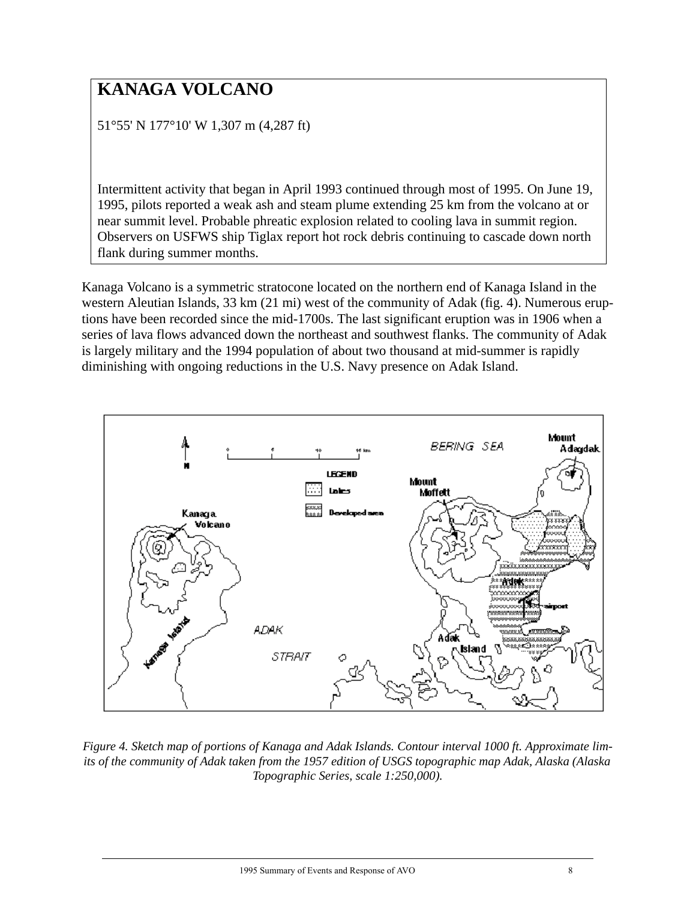# KANAGA VOLCANO

51°55' N 177°10' W 1,307 m (4,287 ft)

Intermittent activity that began in April 1993 continued through most of 1995. On June 19, 1995, pilots reported a weak ash and steam plume extending 25 km from the volcano at or near summit level. Probable phreatic explosion related to cooling lava in summit region. Observers on USFWS ship Tiglax report hot rock debris continuing to cascade down north flank during summer months.

Kanaga Volcano is a symmetric stratocone located on the northern end of Kanaga Island in the western Aleutian Islands, 33 km (21 mi) west of the community of Adak (fig. 4). Numerous eruptions have been recorded since the mid-1700s. The last significant eruption was in 1906 when a series of lava flows advanced down the northeast and southwest flanks. The community of Adak is largely military and the 1994 population of about two thousand at mid-summer is rapidly diminishing with ongoing reductions in the U.S. Navy presence on Adak Island.

*Figure 4. Sketch map of portions of Kanaga and Adak Islands. Contour interval 1000 ft. Approximate limits of the community of Adak taken from the 1957 edition of USGS topographic map Adak, Alaska (Alaska Topographic Series, scale 1:250,000).*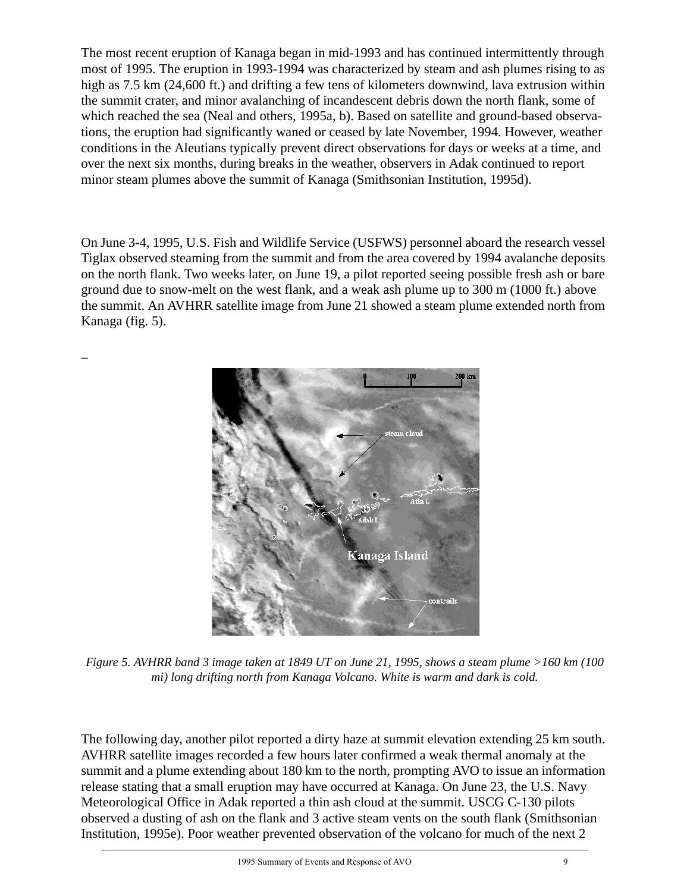The most recent eruption of Kanaga began in mid-1993 and has continued intermittently through most of 1995. The eruption in 1993-1994 was characterized by steam and ash plumes rising to as high as 7.5 km (24,600 ft.) and drifting a few tens of kilometers downwind, lava extrusion within the summit crater, and minor avalanching of incandescent debris down the north flank, some of which reached the sea (Neal and others, 1995a, b). Based on satellite and ground-based observations, the eruption had significantly waned or ceased by late November, 1994. However, weather conditions in the Aleutians typically prevent direct observations for days or weeks at a time, and over the next six months, during breaks in the weather, observers in Adak continued to report minor steam plumes above the summit of Kanaga (Smithsonian Institution, 1995d).

On June 3-4, 1995, U.S. Fish and Wildlife Service (USFWS) personnel aboard the research vessel Tiglax observed steaming from the summit and from the area covered by 1994 avalanche deposits on the north flank. Two weeks later, on June 19, a pilot reported seeing possible fresh ash or bare ground due to snow-melt on the west flank, and a weak ash plume up to 300 m (1000 ft.) above the summit. An AVHRR satellite image from June 21 showed a steam plume extended north from Kanaga (fig. 5).

*Figure 5. AVHRR band 3 image taken at 1849 UT on June 21, 1995, shows a steam plume >160 km (100 mi) long drifting north from Kanaga Volcano. White is warm and dark is cold.*

The following day, another pilot reported a dirty haze at summit elevation extending 25 km south. AVHRR satellite images recorded a few hours later confirmed a weak thermal anomaly at the summit and a plume extending about 180 km to the north, prompting AVO to issue an information release stating that a small eruption may have occurred at Kanaga. On June 23, the U.S. Navy Meteorological Office in Adak reported a thin ash cloud at the summit. USCG C-130 pilots observed a dusting of ash on the flank and 3 active steam vents on the south flank (Smithsonian Institution, 1995e). Poor weather prevented observation of the volcano for much of the next 2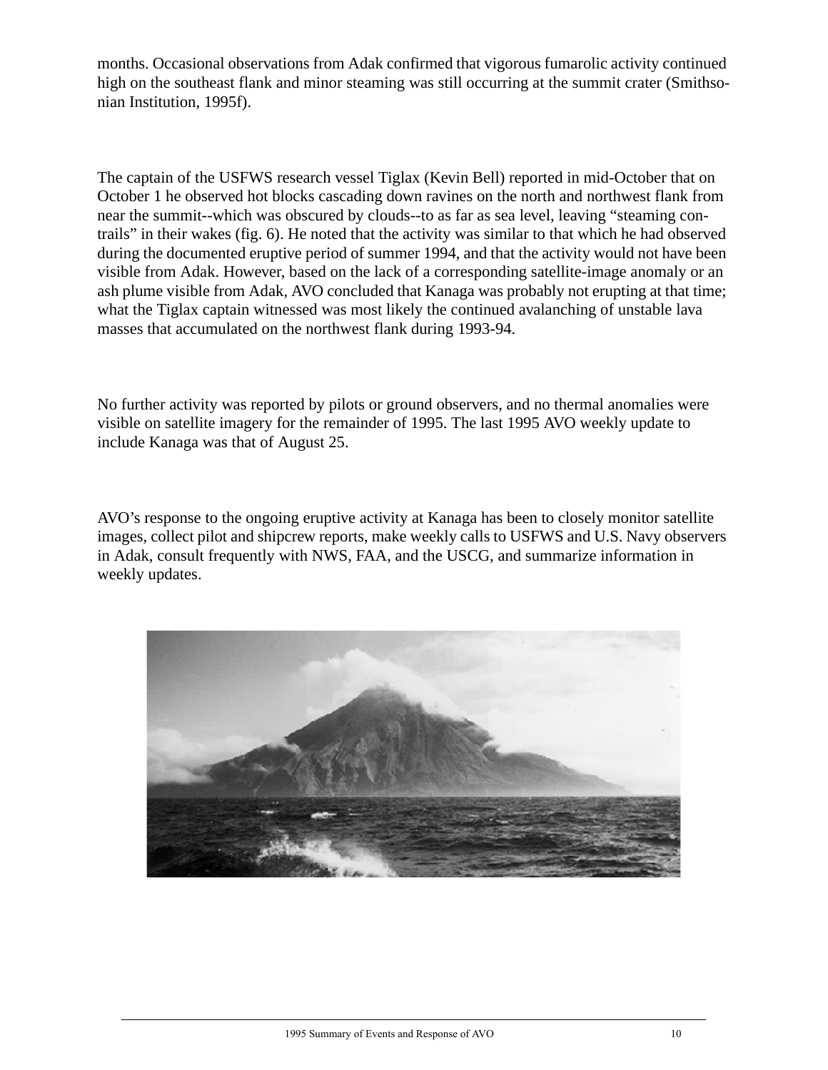months. Occasional observations from Adak confirmed that vigorous fumarolic activity continued high on the southeast flank and minor steaming was still occurring at the summit crater (Smithsonian Institution, 1995f).

The captain of the USFWS research vessel Tiglax (Kevin Bell) reported in mid-October that on October 1 he observed hot blocks cascading down ravines on the north and northwest flank from near the summit--which was obscured by clouds--to as far as sea level, leaving "steaming contrails" in their wakes (fig. 6). He noted that the activity was similar to that which he had observed during the documented eruptive period of summer 1994, and that the activity would not have been visible from Adak. However, based on the lack of a corresponding satellite-image anomaly or an ash plume visible from Adak, AVO concluded that Kanaga was probably not erupting at that time; what the Tiglax captain witnessed was most likely the continued avalanching of unstable lava masses that accumulated on the northwest flank during 1993-94.

No further activity was reported by pilots or ground observers, and no thermal anomalies were visible on satellite imagery for the remainder of 1995. The last 1995 AVO weekly update to include Kanaga was that of August 25.

AVO's response to the ongoing eruptive activity at Kanaga has been to closely monitor satellite images, collect pilot and shipcrew reports, make weekly calls to USFWS and U.S. Navy observers in Adak, consult frequently with NWS, FAA, and the USCG, and summarize information in weekly updates.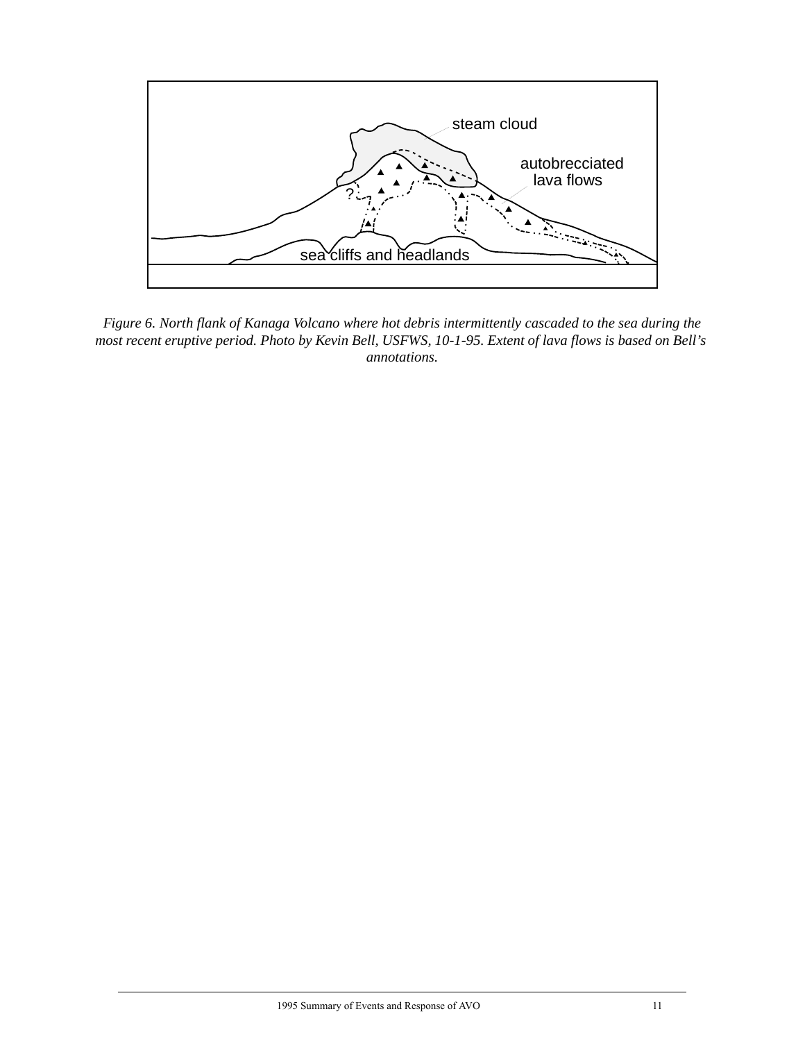*Figure 6. North flank of Kanaga Volcano where hot debris intermittently cascaded to the sea during the most recent eruptive period. Photo by Kevin Bell, USFWS, 10-1-95. Extent of lava flows is based on Bell's annotations.*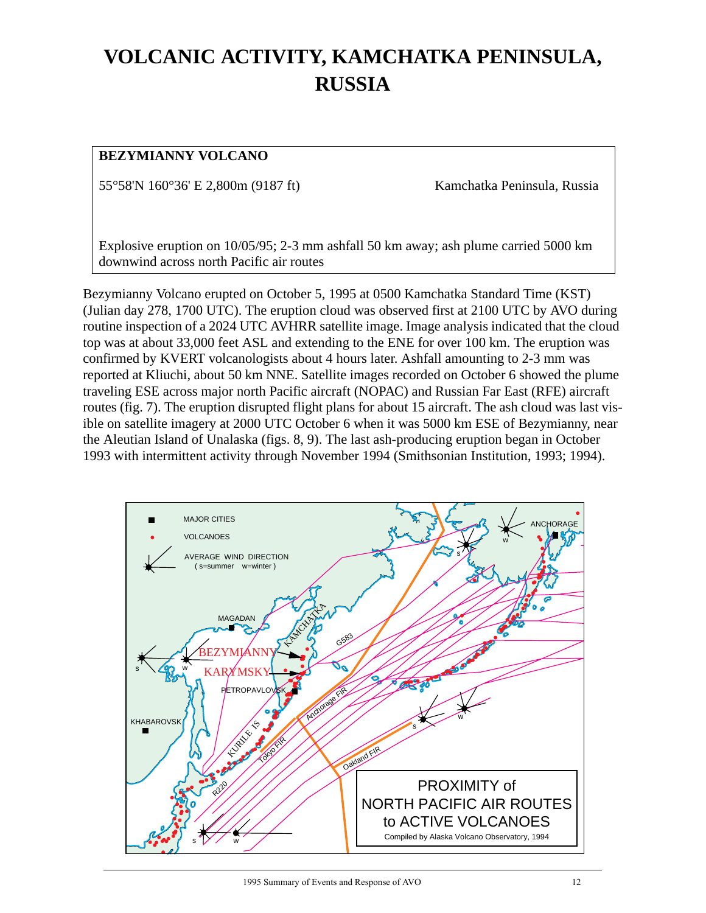# VOLCANIC ACTIVITY, KAMCHATKA PENINSULA, RUSSIA

| **BEZYMIANNY VOLCANO** | |
|---|---|
| 55°58'N 160°36' E 2,800m (9187 ft) | Kamchatka Peninsula, Russia |
| Explosive eruption on 10/05/95; 2-3 mm ashfall 50 km away; ash plume carried 5000 km downwind across north Pacific air routes | |

Bezymianny Volcano erupted on October 5, 1995 at 0500 Kamchatka Standard Time (KST) (Julian day 278, 1700 UTC). The eruption cloud was observed first at 2100 UTC by AVO during routine inspection of a 2024 UTC AVHRR satellite image. Image analysis indicated that the cloud top was at about 33,000 feet ASL and extending to the ENE for over 100 km. The eruption was confirmed by KVERT volcanologists about 4 hours later. Ashfall amounting to 2-3 mm was reported at Kliuchi, about 50 km NNE. Satellite images recorded on October 6 showed the plume traveling ESE across major north Pacific aircraft (NOPAC) and Russian Far East (RFE) aircraft routes (fig. 7). The eruption disrupted flight plans for about 15 aircraft. The ash cloud was last visible on satellite imagery at 2000 UTC October 6 when it was 5000 km ESE of Bezymianny, near the Aleutian Island of Unalaska (figs. 8, 9). The last ash-producing eruption began in October 1993 with intermittent activity through November 1994 (Smithsonian Institution, 1993; 1994).

PROXIMITY of NORTH PACIFIC AIR ROUTES to ACTIVE VOLCANOES

Compiled by Alaska Volcano Observatory, 1994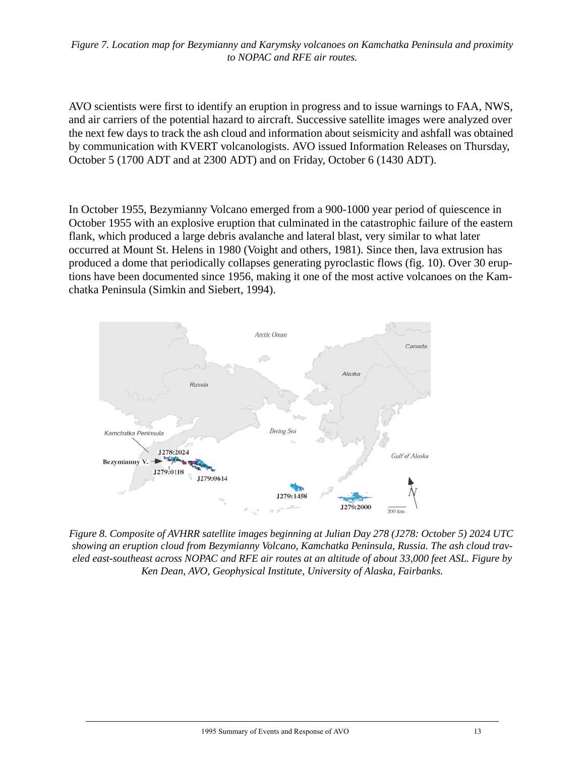*Figure 7. Location map for Bezymianny and Karymsky volcanoes on Kamchatka Peninsula and proximity to NOPAC and RFE air routes.*

AVO scientists were first to identify an eruption in progress and to issue warnings to FAA, NWS, and air carriers of the potential hazard to aircraft. Successive satellite images were analyzed over the next few days to track the ash cloud and information about seismicity and ashfall was obtained by communication with KVERT volcanologists. AVO issued Information Releases on Thursday, October 5 (1700 ADT and at 2300 ADT) and on Friday, October 6 (1430 ADT).

In October 1955, Bezymianny Volcano emerged from a 900-1000 year period of quiescence in October 1955 with an explosive eruption that culminated in the catastrophic failure of the eastern flank, which produced a large debris avalanche and lateral blast, very similar to what later occurred at Mount St. Helens in 1980 (Voight and others, 1981). Since then, lava extrusion has produced a dome that periodically collapses generating pyroclastic flows (fig. 10). Over 30 eruptions have been documented since 1956, making it one of the most active volcanoes on the Kamchatka Peninsula (Simkin and Siebert, 1994).

*Figure 8. Composite of AVHRR satellite images beginning at Julian Day 278 (J278: October 5) 2024 UTC showing an eruption cloud from Bezymianny Volcano, Kamchatka Peninsula, Russia. The ash cloud traveled east-southeast across NOPAC and RFE air routes at an altitude of about 33,000 feet ASL. Figure by Ken Dean, AVO, Geophysical Institute, University of Alaska, Fairbanks.*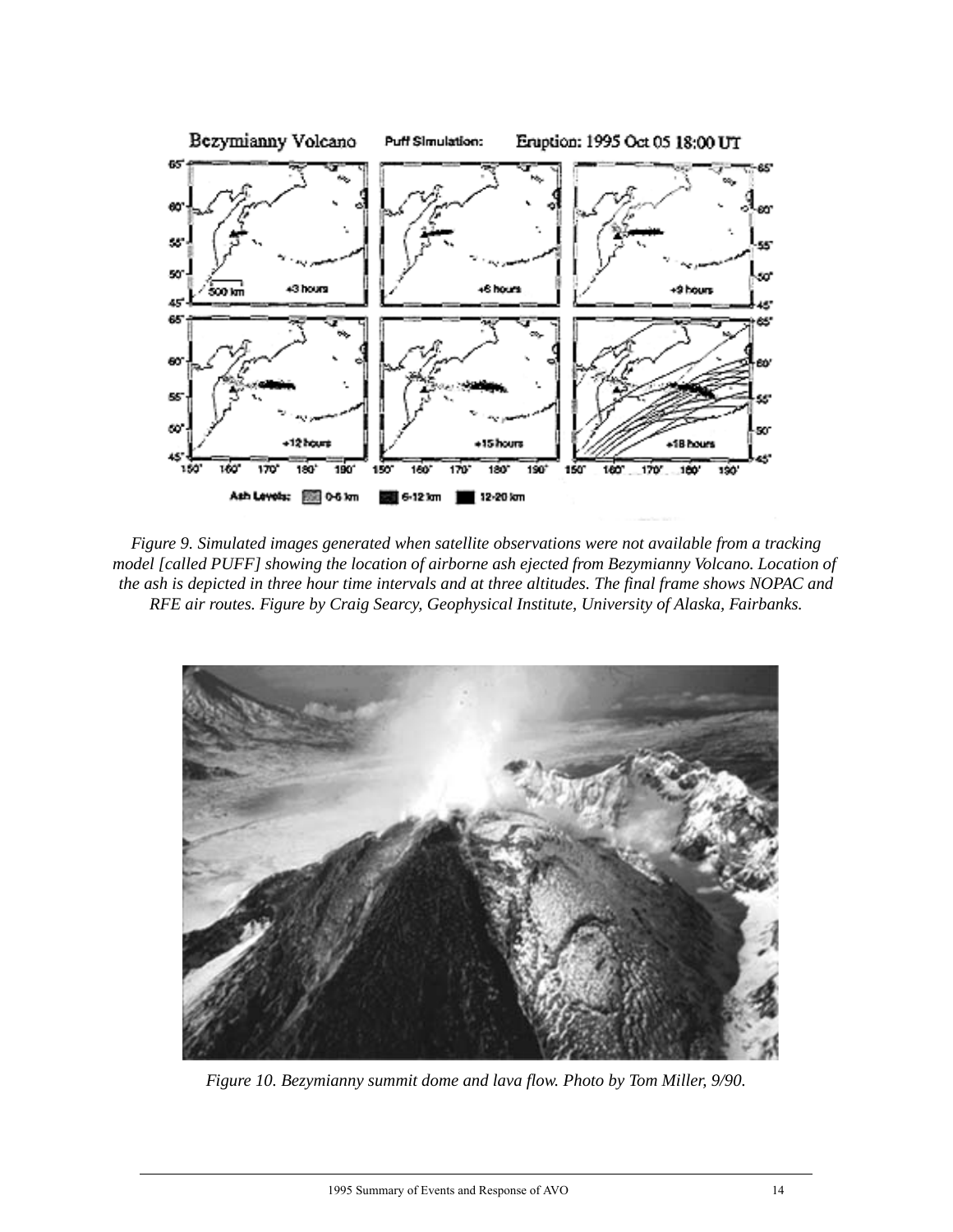*Figure 9. Simulated images generated when satellite observations were not available from a tracking model [called PUFF] showing the location of airborne ash ejected from Bezymianny Volcano. Location of the ash is depicted in three hour time intervals and at three altitudes. The final frame shows NOPAC and RFE air routes. Figure by Craig Searcy, Geophysical Institute, University of Alaska, Fairbanks.*

*Figure 10. Bezymianny summit dome and lava flow. Photo by Tom Miller, 9/90.*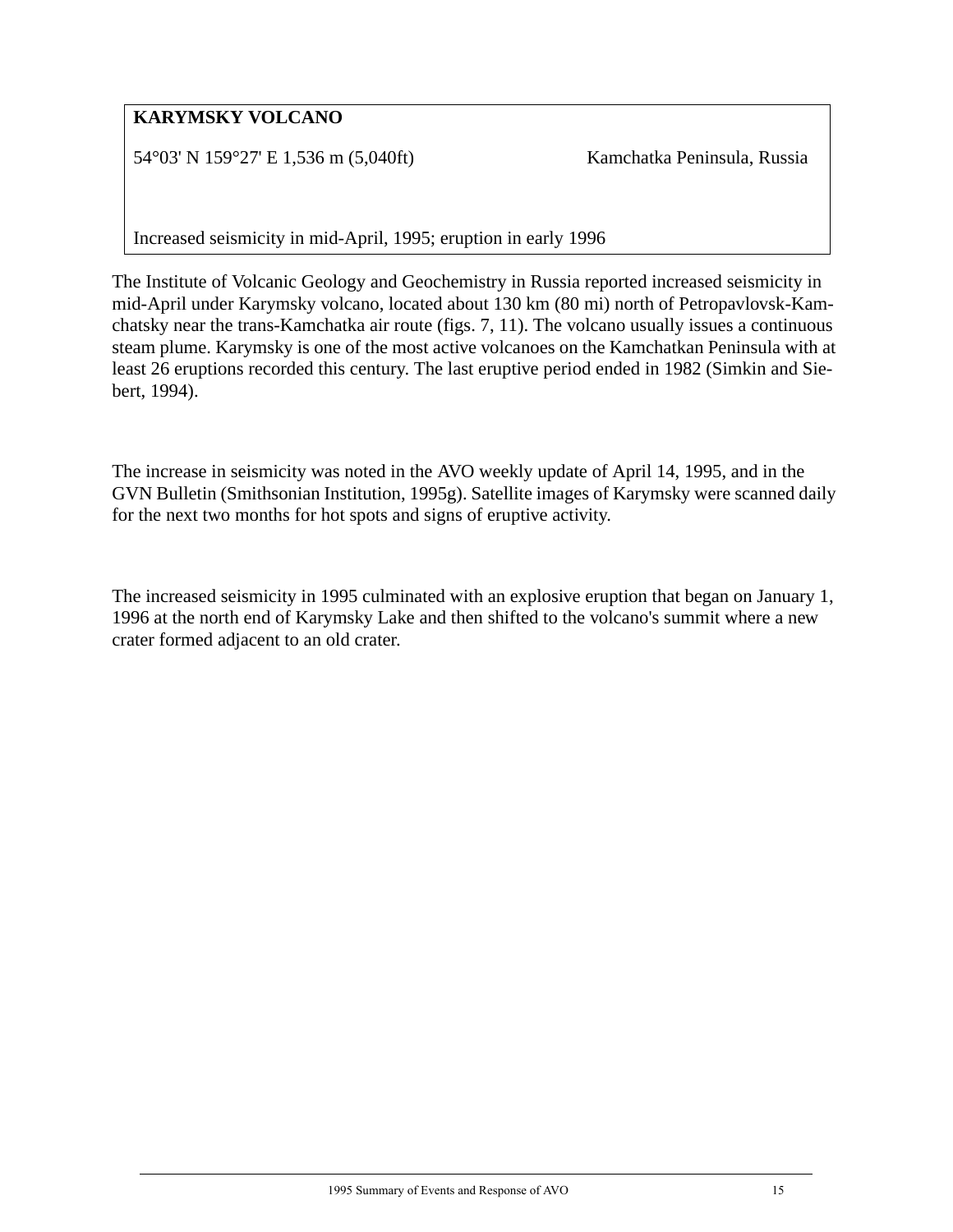**KARYMSKY VOLCANO**

54°03' N 159°27' E 1,536 m (5,040ft) Kamchatka Peninsula, Russia

Increased seismicity in mid-April, 1995; eruption in early 1996

The Institute of Volcanic Geology and Geochemistry in Russia reported increased seismicity in mid-April under Karymsky volcano, located about 130 km (80 mi) north of Petropavlovsk-Kamchatsky near the trans-Kamchatka air route (figs. 7, 11). The volcano usually issues a continuous steam plume. Karymsky is one of the most active volcanoes on the Kamchatkan Peninsula with at least 26 eruptions recorded this century. The last eruptive period ended in 1982 (Simkin and Siebert, 1994).

The increase in seismicity was noted in the AVO weekly update of April 14, 1995, and in the GVN Bulletin (Smithsonian Institution, 1995g). Satellite images of Karymsky were scanned daily for the next two months for hot spots and signs of eruptive activity.

The increased seismicity in 1995 culminated with an explosive eruption that began on January 1, 1996 at the north end of Karymsky Lake and then shifted to the volcano's summit where a new crater formed adjacent to an old crater.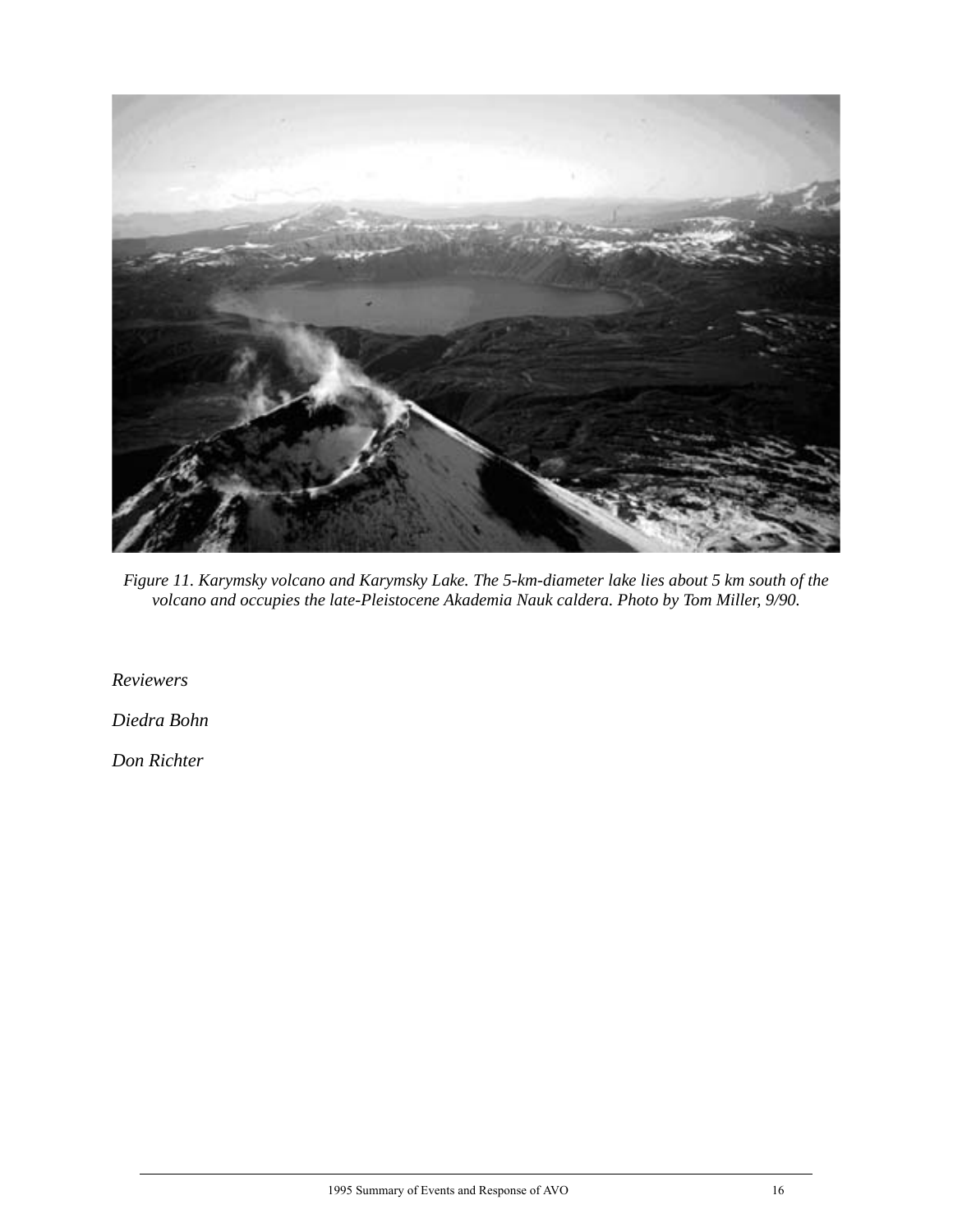*Figure 11. Karymsky volcano and Karymsky Lake. The 5-km-diameter lake lies about 5 km south of the volcano and occupies the late-Pleistocene Akademia Nauk caldera. Photo by Tom Miller, 9/90.*

*Reviewers*

*Diedra Bohn*

*Don Richter*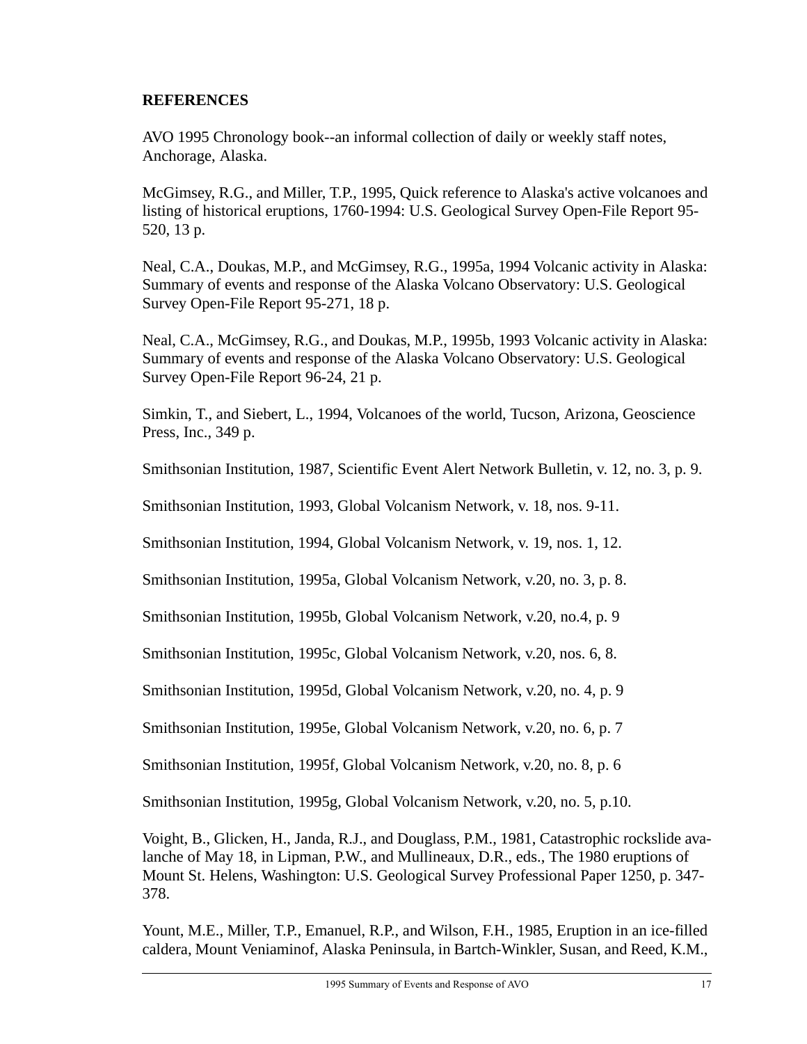**REFERENCES**

AVO 1995 Chronology book--an informal collection of daily or weekly staff notes, Anchorage, Alaska.

McGimsey, R.G., and Miller, T.P., 1995, Quick reference to Alaska's active volcanoes and listing of historical eruptions, 1760-1994: U.S. Geological Survey Open-File Report 95-520, 13 p.

Neal, C.A., Doukas, M.P., and McGimsey, R.G., 1995a, 1994 Volcanic activity in Alaska: Summary of events and response of the Alaska Volcano Observatory: U.S. Geological Survey Open-File Report 95-271, 18 p.

Neal, C.A., McGimsey, R.G., and Doukas, M.P., 1995b, 1993 Volcanic activity in Alaska: Summary of events and response of the Alaska Volcano Observatory: U.S. Geological Survey Open-File Report 96-24, 21 p.

Simkin, T., and Siebert, L., 1994, Volcanoes of the world, Tucson, Arizona, Geoscience Press, Inc., 349 p.

Smithsonian Institution, 1987, Scientific Event Alert Network Bulletin, v. 12, no. 3, p. 9.

Smithsonian Institution, 1993, Global Volcanism Network, v. 18, nos. 9-11.

Smithsonian Institution, 1994, Global Volcanism Network, v. 19, nos. 1, 12.

Smithsonian Institution, 1995a, Global Volcanism Network, v.20, no. 3, p. 8.

Smithsonian Institution, 1995b, Global Volcanism Network, v.20, no.4, p. 9

Smithsonian Institution, 1995c, Global Volcanism Network, v.20, nos. 6, 8.

Smithsonian Institution, 1995d, Global Volcanism Network, v.20, no. 4, p. 9

Smithsonian Institution, 1995e, Global Volcanism Network, v.20, no. 6, p. 7

Smithsonian Institution, 1995f, Global Volcanism Network, v.20, no. 8, p. 6

Smithsonian Institution, 1995g, Global Volcanism Network, v.20, no. 5, p.10.

Voight, B., Glicken, H., Janda, R.J., and Douglass, P.M., 1981, Catastrophic rockslide avalanche of May 18, in Lipman, P.W., and Mullineaux, D.R., eds., The 1980 eruptions of Mount St. Helens, Washington: U.S. Geological Survey Professional Paper 1250, p. 347-378.

Yount, M.E., Miller, T.P., Emanuel, R.P., and Wilson, F.H., 1985, Eruption in an ice-filled caldera, Mount Veniaminof, Alaska Peninsula, in Bartch-Winkler, Susan, and Reed, K.M.,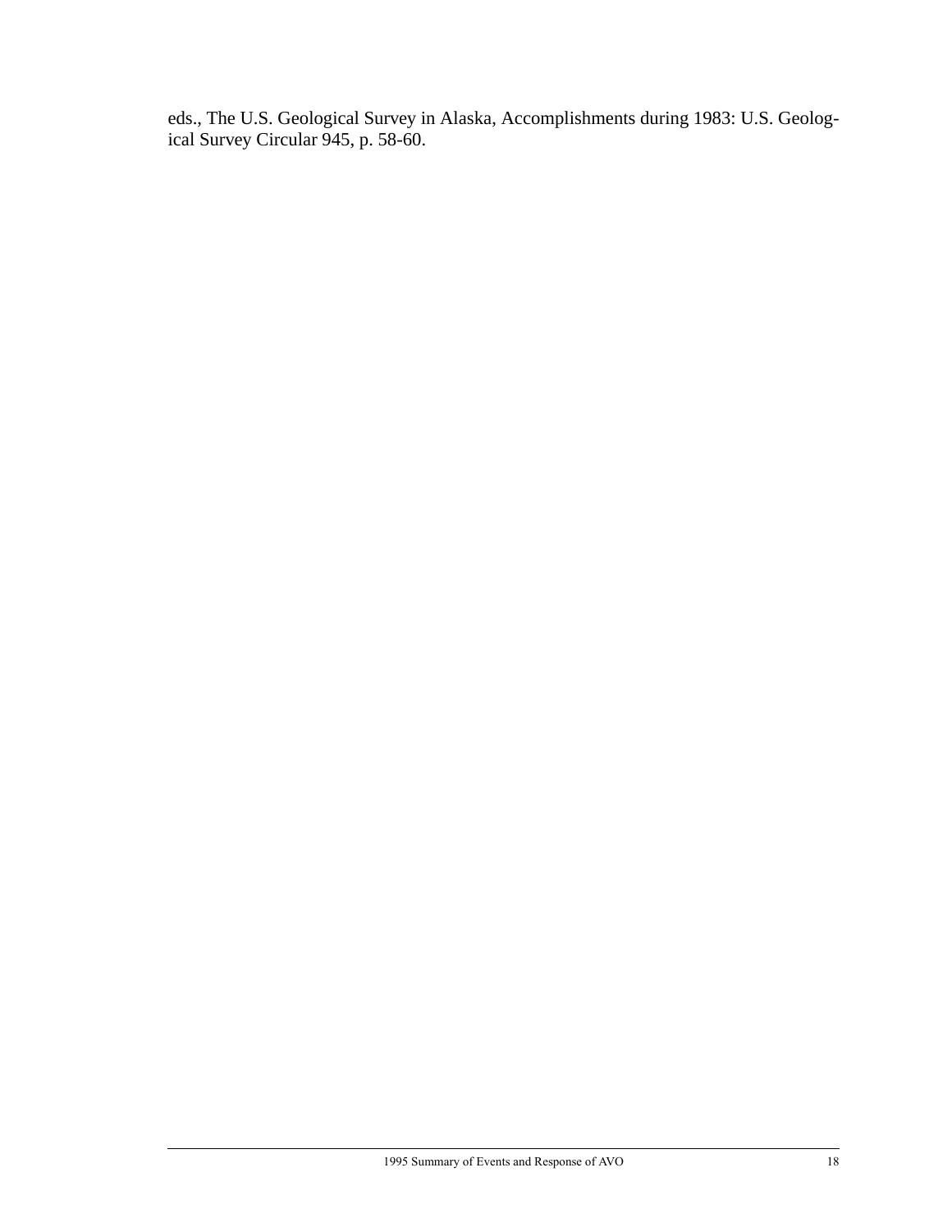eds., The U.S. Geological Survey in Alaska, Accomplishments during 1983: U.S. Geological Survey Circular 945, p. 58-60.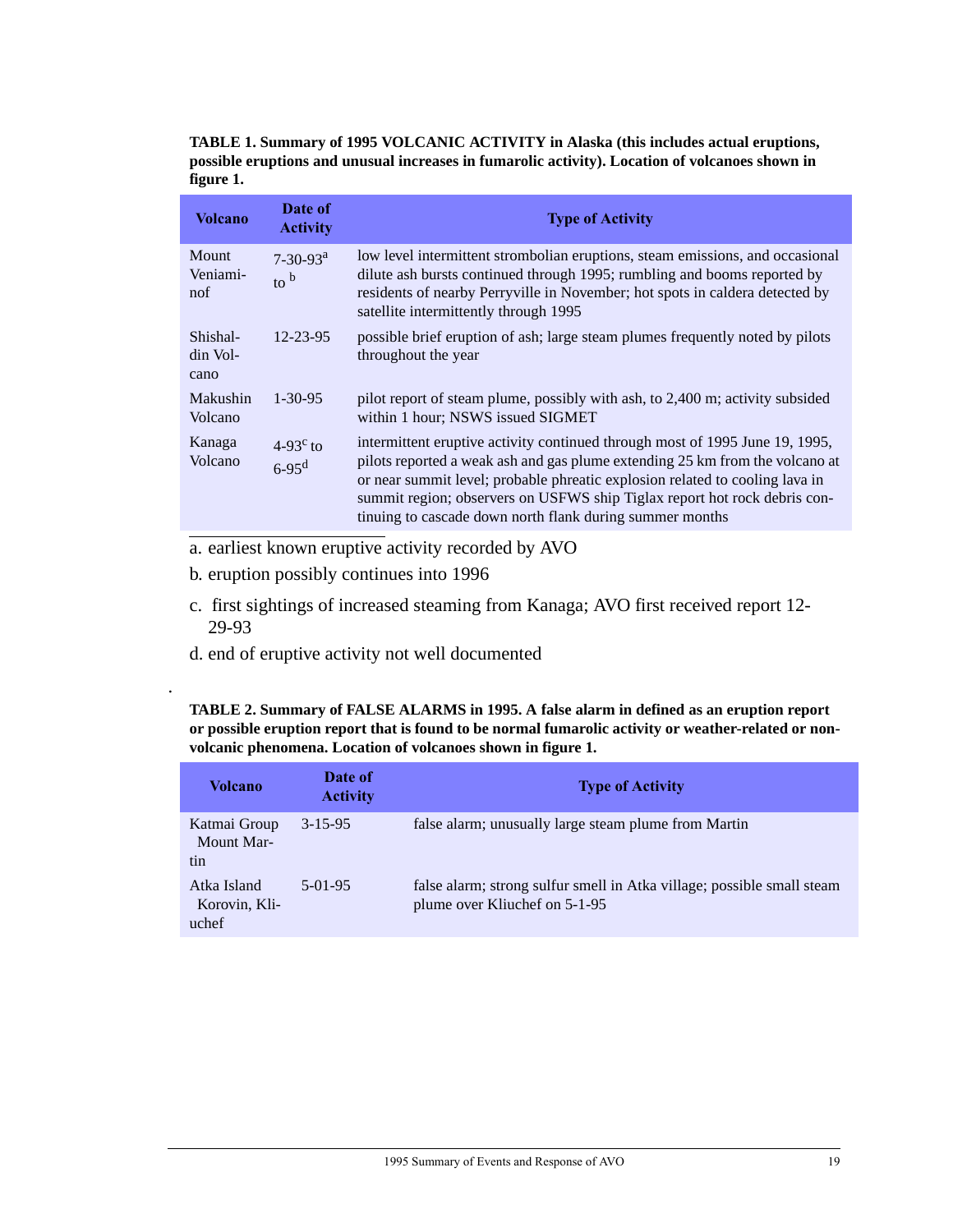**TABLE 1. Summary of 1995 VOLCANIC ACTIVITY in Alaska (this includes actual eruptions, possible eruptions and unusual increases in fumarolic activity). Location of volcanoes shown in figure 1.**

| Volcano | Date of Activity | Type of Activity |
|---|---|---|
| Mount Veniaminof | 7-30-93[a] to [b] | low level intermittent strombolian eruptions, steam emissions, and occasional dilute ash bursts continued through 1995; rumbling and booms reported by residents of nearby Perryville in November; hot spots in caldera detected by satellite intermittently through 1995 |
| Shishaldin Volcano | 12-23-95 | possible brief eruption of ash; large steam plumes frequently noted by pilots throughout the year |
| Makushin Volcano | 1-30-95 | pilot report of steam plume, possibly with ash, to 2,400 m; activity subsided within 1 hour; NSWS issued SIGMET |
| Kanaga Volcano | 4-93[c] to 6-95[d] | intermittent eruptive activity continued through most of 1995 June 19, 1995, pilots reported a weak ash and gas plume extending 25 km from the volcano at or near summit level; probable phreatic explosion related to cooling lava in summit region; observers on USFWS ship Tiglax report hot rock debris continuing to cascade down north flank during summer months |

a. earliest known eruptive activity recorded by AVO

b. eruption possibly continues into 1996

c. first sightings of increased steaming from Kanaga; AVO first received report 12-29-93

d. end of eruptive activity not well documented

.

**TABLE 2. Summary of FALSE ALARMS in 1995. A false alarm in defined as an eruption report or possible eruption report that is found to be normal fumarolic activity or weather-related or non-volcanic phenomena. Location of volcanoes shown in figure 1.**

| Volcano | Date of Activity | Type of Activity |
|---|---|---|
| Katmai Group Mount Martin | 3-15-95 | false alarm; unusually large steam plume from Martin |
| Atka Island Korovin, Kliuchef | 5-01-95 | false alarm; strong sulfur smell in Atka village; possible small steam plume over Kliuchef on 5-1-95 |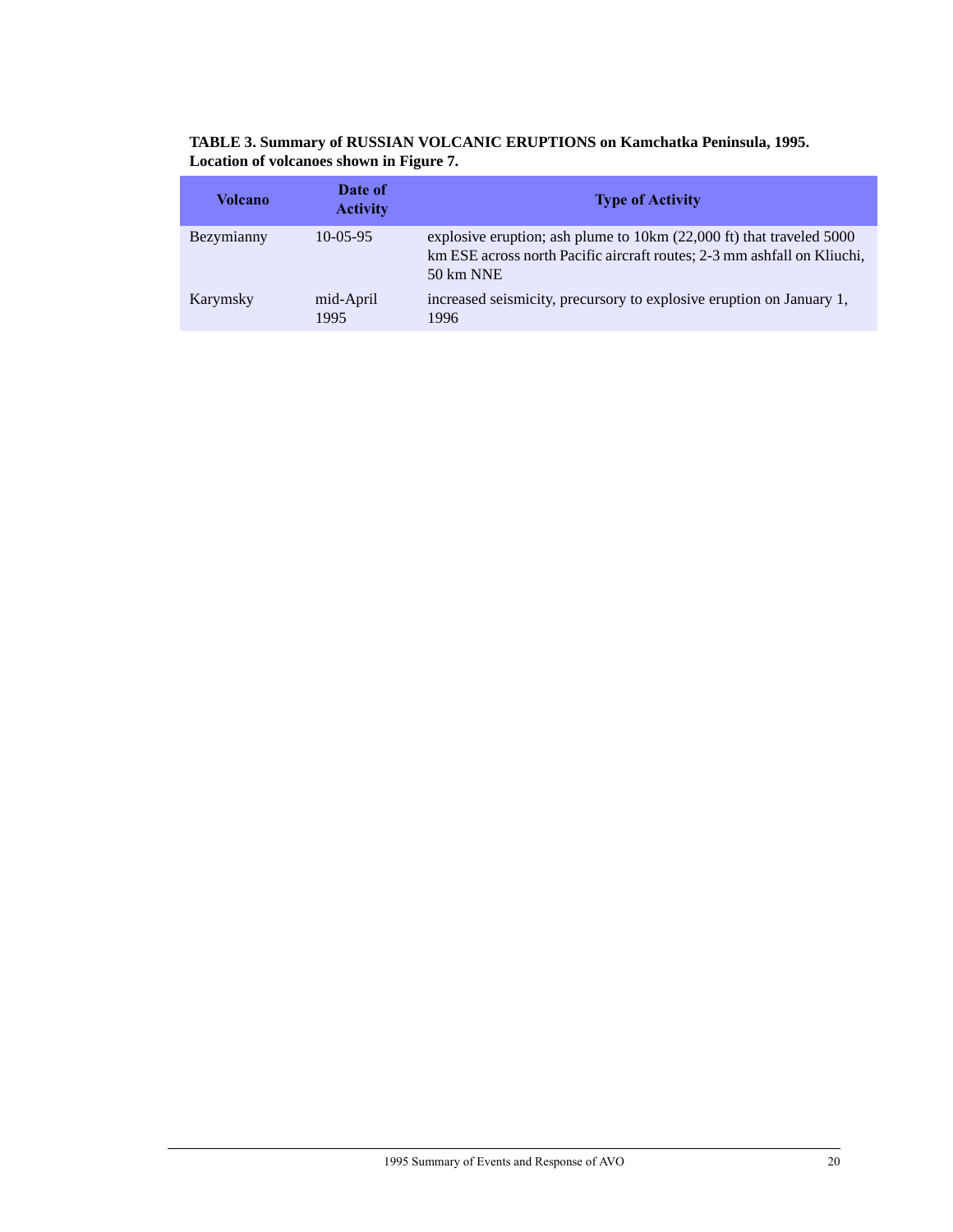**TABLE 3. Summary of RUSSIAN VOLCANIC ERUPTIONS on Kamchatka Peninsula, 1995. Location of volcanoes shown in Figure 7.**

| Volcano | Date of Activity | Type of Activity |
|---|---|---|
| Bezymianny | 10-05-95 | explosive eruption; ash plume to 10km (22,000 ft) that traveled 5000 km ESE across north Pacific aircraft routes; 2-3 mm ashfall on Kliuchi, 50 km NNE |
| Karymsky | mid-April 1995 | increased seismicity, precursory to explosive eruption on January 1, 1996 |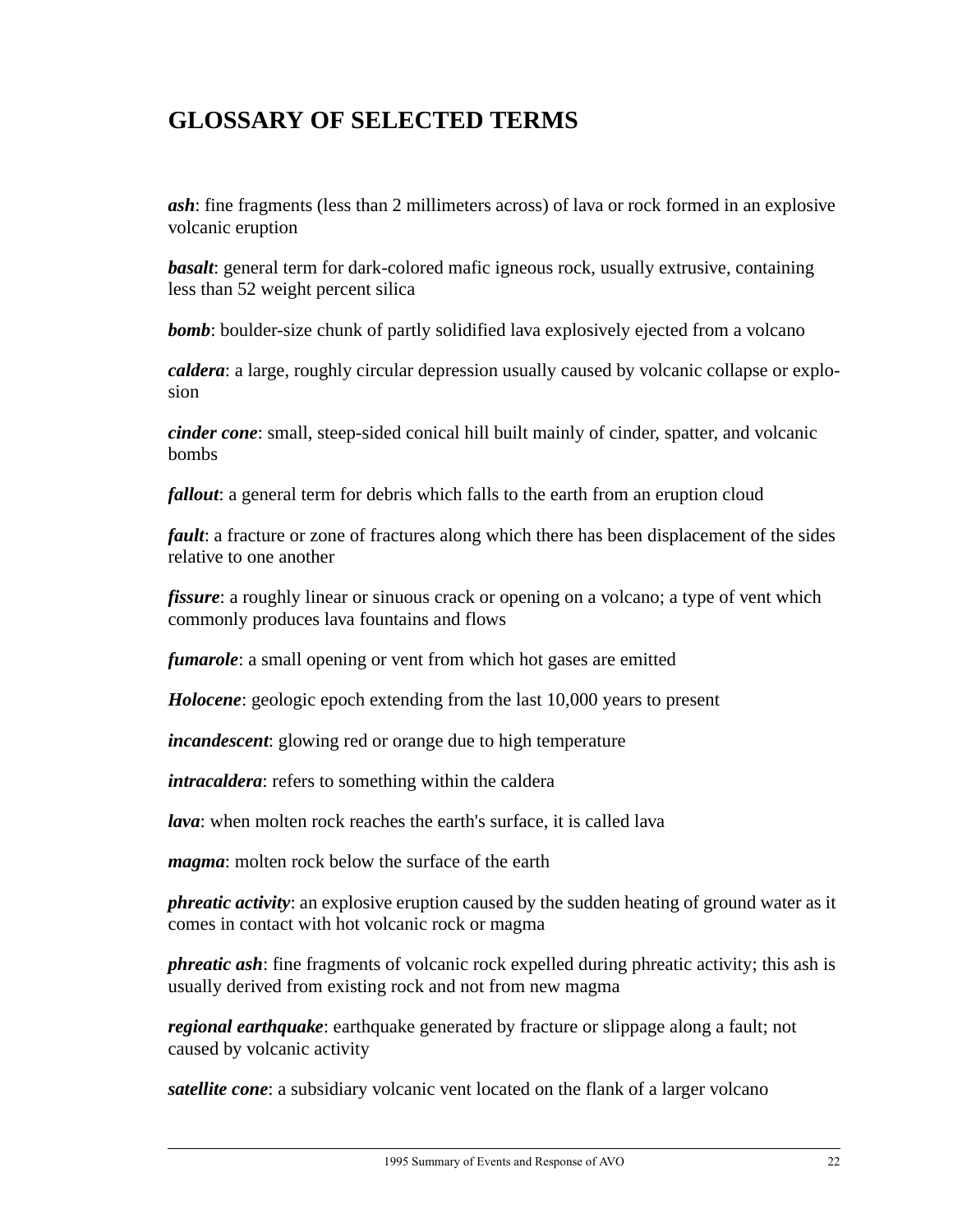# GLOSSARY OF SELECTED TERMS

***ash***: fine fragments (less than 2 millimeters across) of lava or rock formed in an explosive volcanic eruption

***basalt***: general term for dark-colored mafic igneous rock, usually extrusive, containing less than 52 weight percent silica

***bomb***: boulder-size chunk of partly solidified lava explosively ejected from a volcano

***caldera***: a large, roughly circular depression usually caused by volcanic collapse or explosion

***cinder cone***: small, steep-sided conical hill built mainly of cinder, spatter, and volcanic bombs

***fallout***: a general term for debris which falls to the earth from an eruption cloud

***fault***: a fracture or zone of fractures along which there has been displacement of the sides relative to one another

***fissure***: a roughly linear or sinuous crack or opening on a volcano; a type of vent which commonly produces lava fountains and flows

***fumarole***: a small opening or vent from which hot gases are emitted

***Holocene***: geologic epoch extending from the last 10,000 years to present

***incandescent***: glowing red or orange due to high temperature

***intracaldera***: refers to something within the caldera

***lava***: when molten rock reaches the earth's surface, it is called lava

***magma***: molten rock below the surface of the earth

***phreatic activity***: an explosive eruption caused by the sudden heating of ground water as it comes in contact with hot volcanic rock or magma

***phreatic ash***: fine fragments of volcanic rock expelled during phreatic activity; this ash is usually derived from existing rock and not from new magma

***regional earthquake***: earthquake generated by fracture or slippage along a fault; not caused by volcanic activity

***satellite cone***: a subsidiary volcanic vent located on the flank of a larger volcano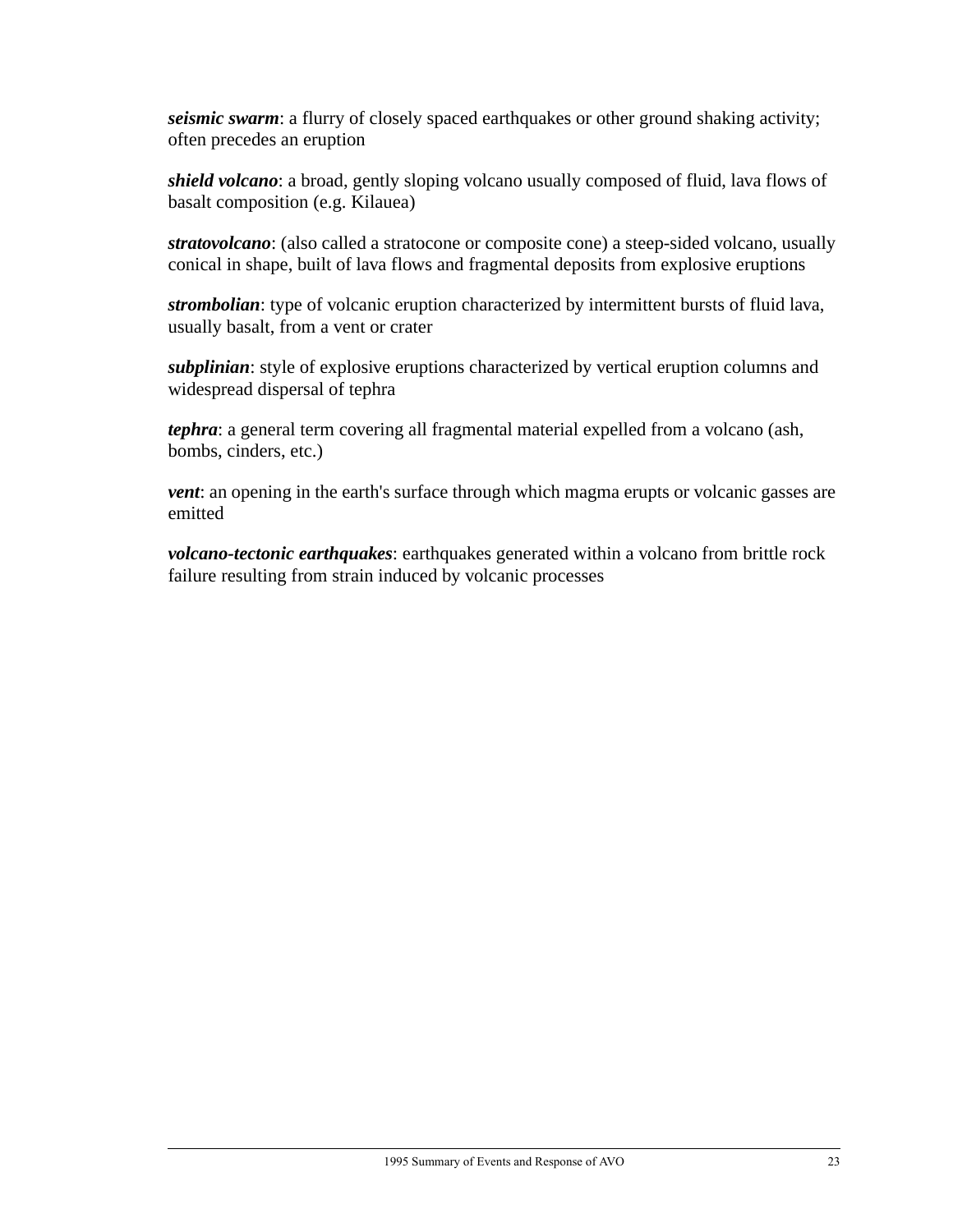***seismic swarm***: a flurry of closely spaced earthquakes or other ground shaking activity; often precedes an eruption

***shield volcano***: a broad, gently sloping volcano usually composed of fluid, lava flows of basalt composition (e.g. Kilauea)

***stratovolcano***: (also called a stratocone or composite cone) a steep-sided volcano, usually conical in shape, built of lava flows and fragmental deposits from explosive eruptions

***strombolian***: type of volcanic eruption characterized by intermittent bursts of fluid lava, usually basalt, from a vent or crater

***subplinian***: style of explosive eruptions characterized by vertical eruption columns and widespread dispersal of tephra

***tephra***: a general term covering all fragmental material expelled from a volcano (ash, bombs, cinders, etc.)

***vent***: an opening in the earth's surface through which magma erupts or volcanic gasses are emitted

***volcano-tectonic earthquakes***: earthquakes generated within a volcano from brittle rock failure resulting from strain induced by volcanic processes